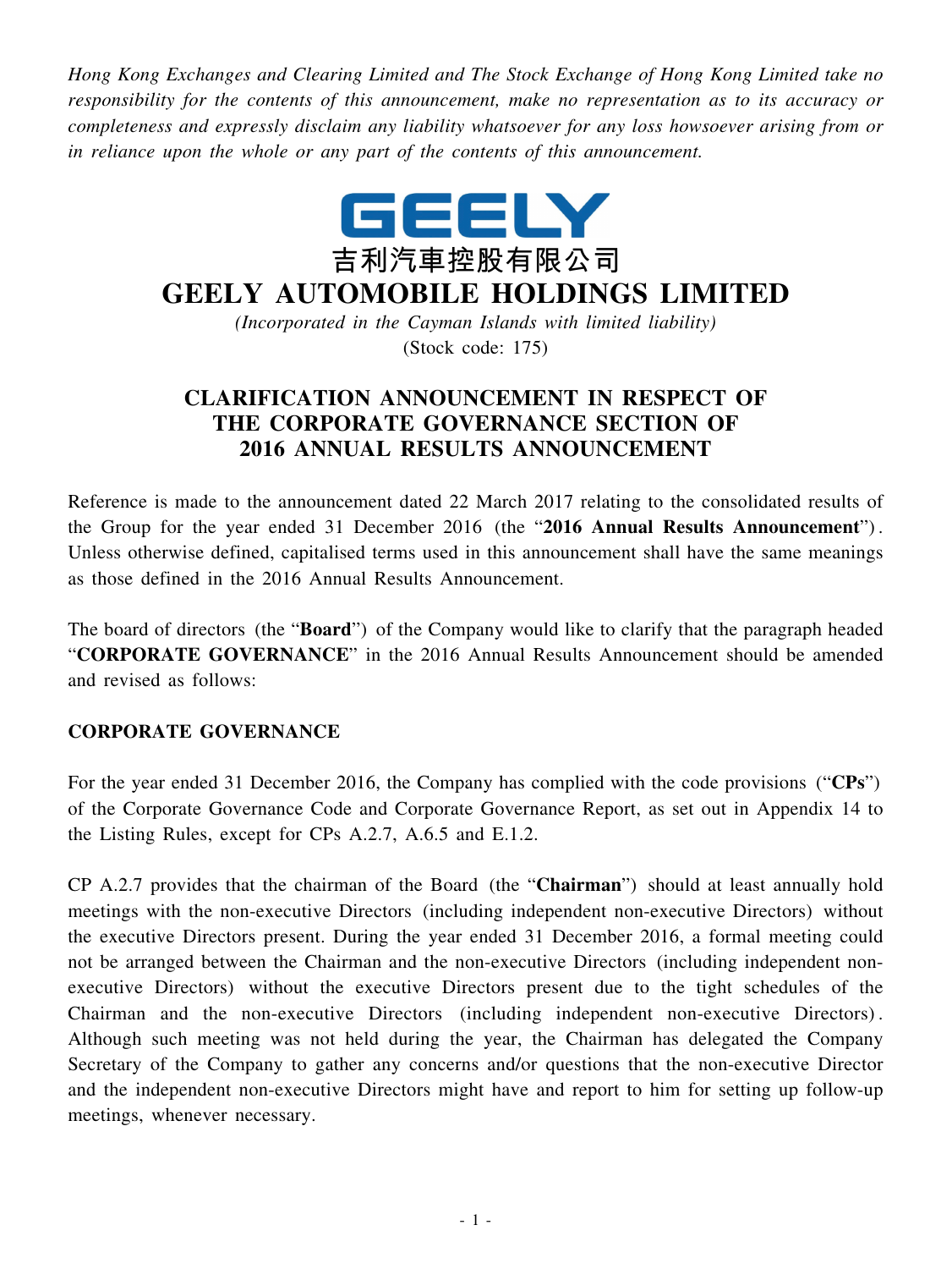*Hong Kong Exchanges and Clearing Limited and The Stock Exchange of Hong Kong Limited take no responsibility for the contents of this announcement, make no representation as to its accuracy or completeness and expressly disclaim any liability whatsoever for any loss howsoever arising from or in reliance upon the whole or any part of the contents of this announcement.*

GEELY

吉利汽車控股有限公司

# GEELY AUTOMOBILE HOLDINGS LIMITED

*(Incorporated in the Cayman Islands with limited liability)*

(Stock code: 175)

## CLARIFICATION ANNOUNCEMENT IN RESPECT OF THE CORPORATE GOVERNANCE SECTION OF 2016 ANNUAL RESULTS ANNOUNCEMENT

Reference is made to the announcement dated 22 March 2017 relating to the consolidated results of the Group for the year ended 31 December 2016 (the "**2016 Annual Results Announcement**"). Unless otherwise defined, capitalised terms used in this announcement shall have the same meanings as those defined in the 2016 Annual Results Announcement.

The board of directors (the "**Board**") of the Company would like to clarify that the paragraph headed "**CORPORATE GOVERNANCE**" in the 2016 Annual Results Announcement should be amended and revised as follows:

### CORPORATE GOVERNANCE

For the year ended 31 December 2016, the Company has complied with the code provisions ("**CPs**") of the Corporate Governance Code and Corporate Governance Report, as set out in Appendix 14 to the Listing Rules, except for CPs A.2.7, A.6.5 and E.1.2.

CP A.2.7 provides that the chairman of the Board (the "**Chairman**") should at least annually hold meetings with the non-executive Directors (including independent non-executive Directors) without the executive Directors present. During the year ended 31 December 2016, a formal meeting could not be arranged between the Chairman and the non-executive Directors (including independent non-executive Directors) without the executive Directors present due to the tight schedules of the Chairman and the non-executive Directors (including independent non-executive Directors). Although such meeting was not held during the year, the Chairman has delegated the Company Secretary of the Company to gather any concerns and/or questions that the non-executive Director and the independent non-executive Directors might have and report to him for setting up follow-up meetings, whenever necessary.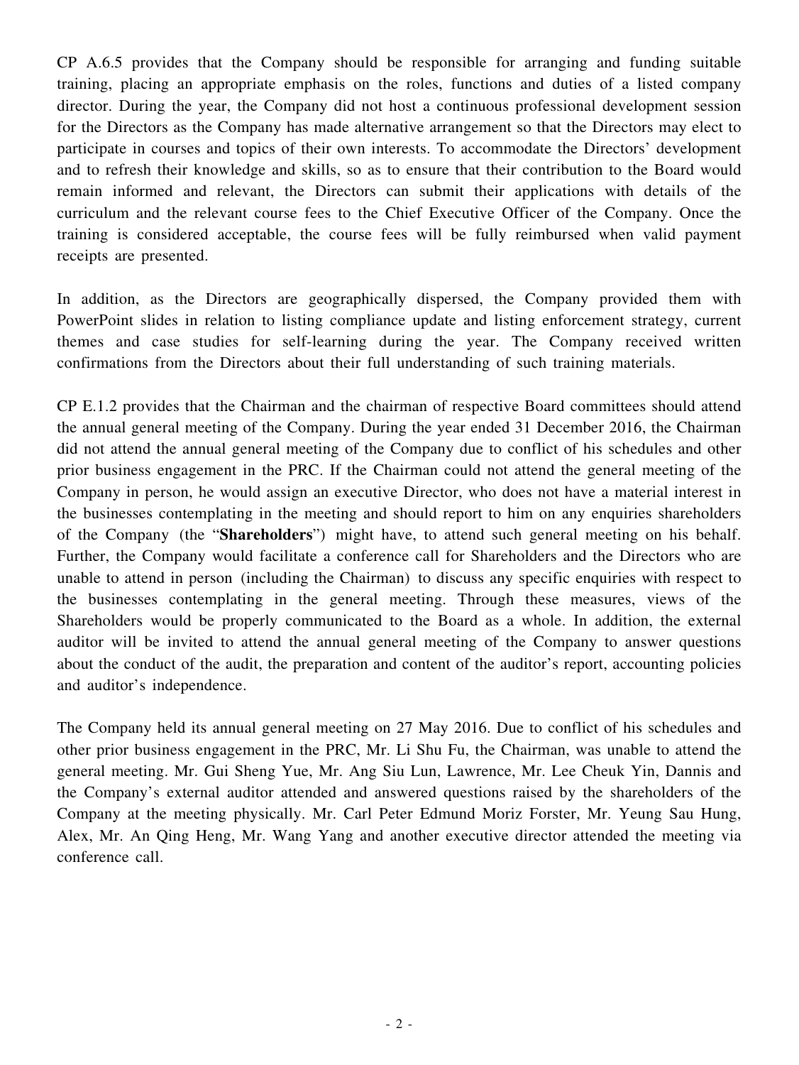CP A.6.5 provides that the Company should be responsible for arranging and funding suitable training, placing an appropriate emphasis on the roles, functions and duties of a listed company director. During the year, the Company did not host a continuous professional development session for the Directors as the Company has made alternative arrangement so that the Directors may elect to participate in courses and topics of their own interests. To accommodate the Directors' development and to refresh their knowledge and skills, so as to ensure that their contribution to the Board would remain informed and relevant, the Directors can submit their applications with details of the curriculum and the relevant course fees to the Chief Executive Officer of the Company. Once the training is considered acceptable, the course fees will be fully reimbursed when valid payment receipts are presented.

In addition, as the Directors are geographically dispersed, the Company provided them with PowerPoint slides in relation to listing compliance update and listing enforcement strategy, current themes and case studies for self-learning during the year. The Company received written confirmations from the Directors about their full understanding of such training materials.

CP E.1.2 provides that the Chairman and the chairman of respective Board committees should attend the annual general meeting of the Company. During the year ended 31 December 2016, the Chairman did not attend the annual general meeting of the Company due to conflict of his schedules and other prior business engagement in the PRC. If the Chairman could not attend the general meeting of the Company in person, he would assign an executive Director, who does not have a material interest in the businesses contemplating in the meeting and should report to him on any enquiries shareholders of the Company (the "**Shareholders**") might have, to attend such general meeting on his behalf. Further, the Company would facilitate a conference call for Shareholders and the Directors who are unable to attend in person (including the Chairman) to discuss any specific enquiries with respect to the businesses contemplating in the general meeting. Through these measures, views of the Shareholders would be properly communicated to the Board as a whole. In addition, the external auditor will be invited to attend the annual general meeting of the Company to answer questions about the conduct of the audit, the preparation and content of the auditor's report, accounting policies and auditor's independence.

The Company held its annual general meeting on 27 May 2016. Due to conflict of his schedules and other prior business engagement in the PRC, Mr. Li Shu Fu, the Chairman, was unable to attend the general meeting. Mr. Gui Sheng Yue, Mr. Ang Siu Lun, Lawrence, Mr. Lee Cheuk Yin, Dannis and the Company's external auditor attended and answered questions raised by the shareholders of the Company at the meeting physically. Mr. Carl Peter Edmund Moriz Forster, Mr. Yeung Sau Hung, Alex, Mr. An Qing Heng, Mr. Wang Yang and another executive director attended the meeting via conference call.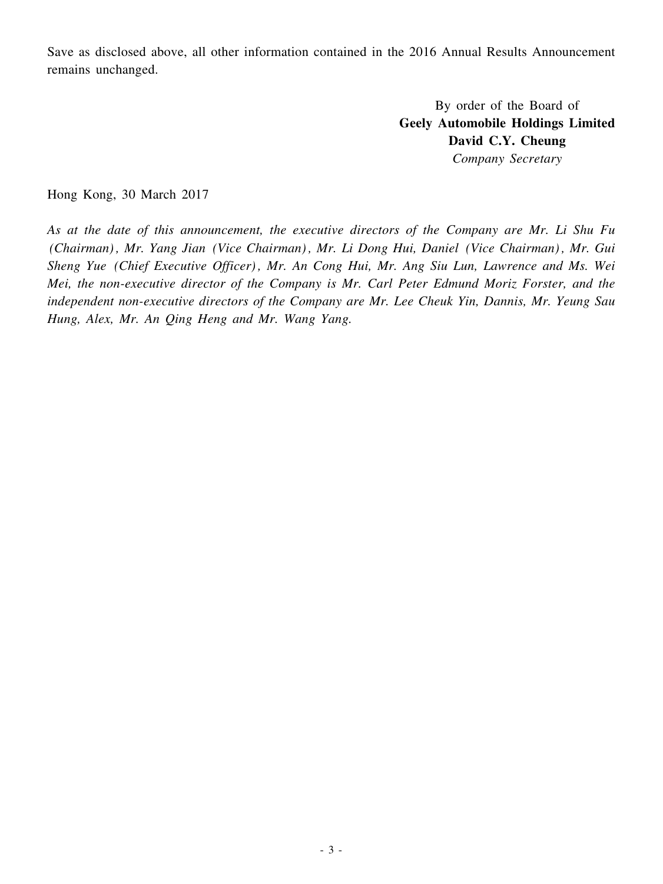Save as disclosed above, all other information contained in the 2016 Annual Results Announcement remains unchanged.

By order of the Board of
**Geely Automobile Holdings Limited**
**David C.Y. Cheung**
*Company Secretary*

Hong Kong, 30 March 2017

*As at the date of this announcement, the executive directors of the Company are Mr. Li Shu Fu (Chairman), Mr. Yang Jian (Vice Chairman), Mr. Li Dong Hui, Daniel (Vice Chairman), Mr. Gui Sheng Yue (Chief Executive Officer), Mr. An Cong Hui, Mr. Ang Siu Lun, Lawrence and Ms. Wei Mei, the non-executive director of the Company is Mr. Carl Peter Edmund Moriz Forster, and the independent non-executive directors of the Company are Mr. Lee Cheuk Yin, Dannis, Mr. Yeung Sau Hung, Alex, Mr. An Qing Heng and Mr. Wang Yang.*